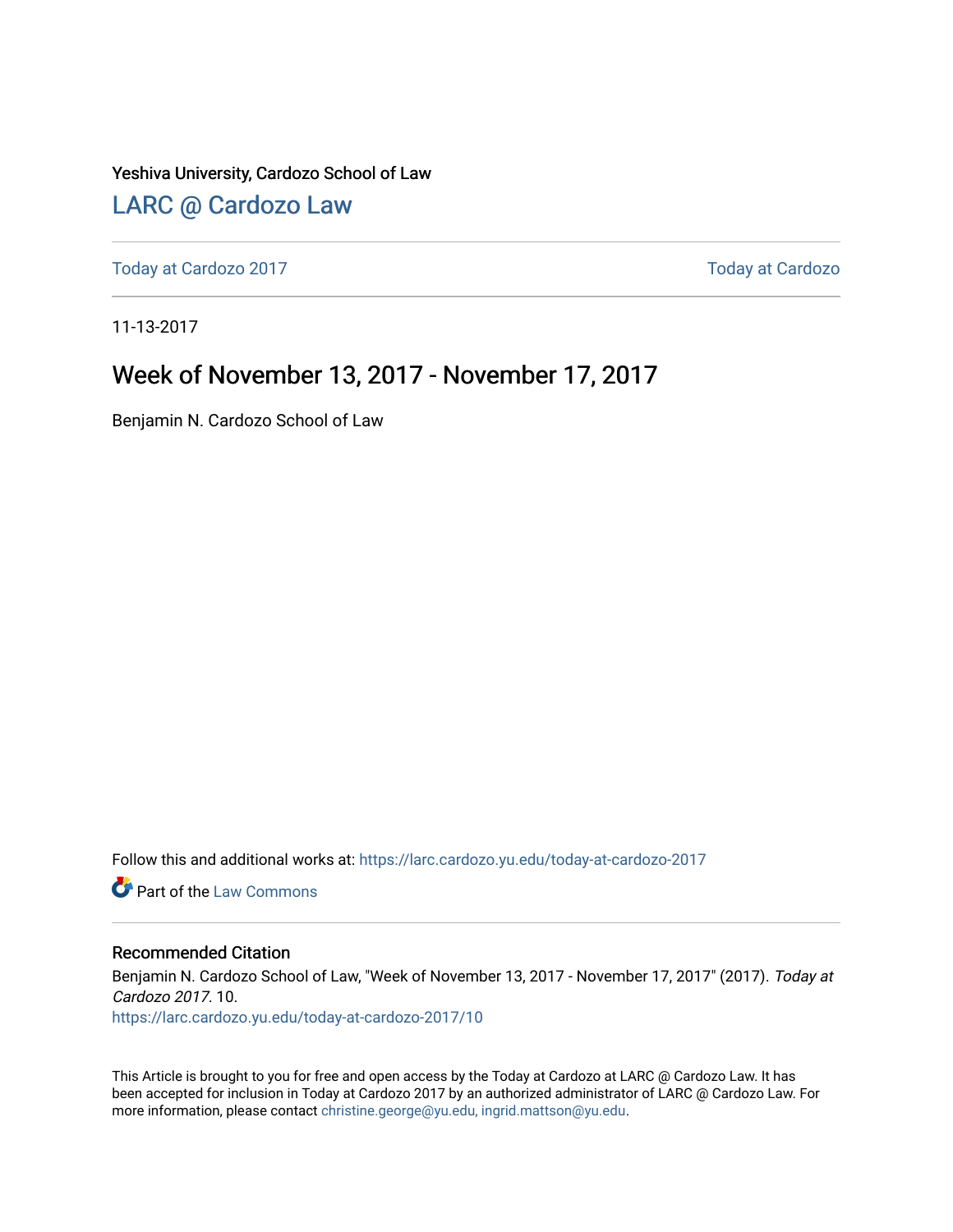Yeshiva University, Cardozo School of Law

## LARC @ Cardozo Law

Today at Cardozo 2017 | Today at Cardozo

11-13-2017

# Week of November 13, 2017 - November 17, 2017

Benjamin N. Cardozo School of Law

Follow this and additional works at: https://larc.cardozo.yu.edu/today-at-cardozo-2017

Part of the Law Commons

### Recommended Citation

Benjamin N. Cardozo School of Law, "Week of November 13, 2017 - November 17, 2017" (2017). *Today at Cardozo 2017*. 10.
https://larc.cardozo.yu.edu/today-at-cardozo-2017/10

This Article is brought to you for free and open access by the Today at Cardozo at LARC @ Cardozo Law. It has been accepted for inclusion in Today at Cardozo 2017 by an authorized administrator of LARC @ Cardozo Law. For more information, please contact christine.george@yu.edu, ingrid.mattson@yu.edu.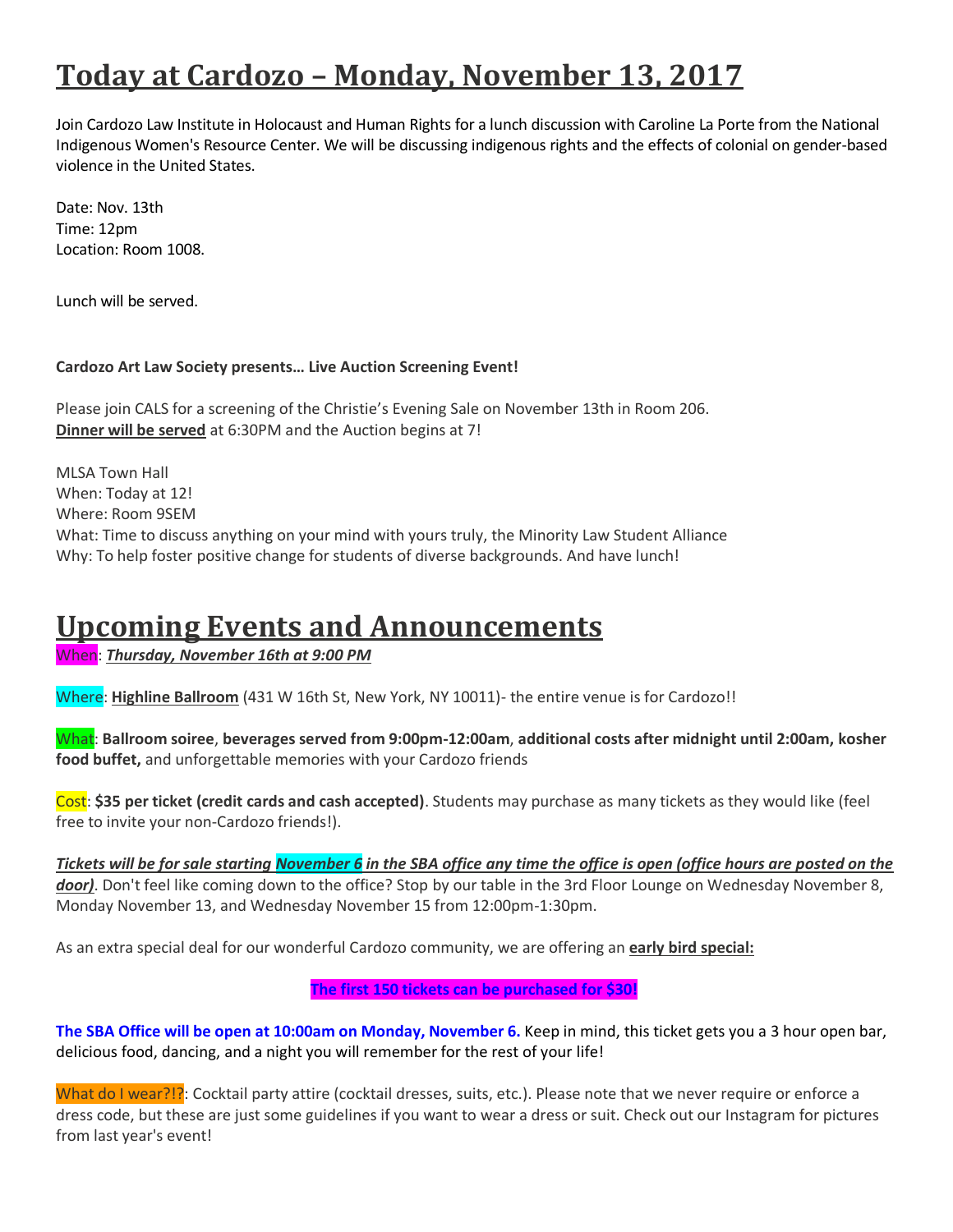# Today at Cardozo – Monday, November 13, 2017

Join Cardozo Law Institute in Holocaust and Human Rights for a lunch discussion with Caroline La Porte from the National Indigenous Women's Resource Center. We will be discussing indigenous rights and the effects of colonial on gender-based violence in the United States.

Date: Nov. 13th
Time: 12pm
Location: Room 1008.

Lunch will be served.

**Cardozo Art Law Society presents… Live Auction Screening Event!**

Please join CALS for a screening of the Christie's Evening Sale on November 13th in Room 206.
**Dinner will be served** at 6:30PM and the Auction begins at 7!

MLSA Town Hall
When: Today at 12!
Where: Room 9SEM
What: Time to discuss anything on your mind with yours truly, the Minority Law Student Alliance
Why: To help foster positive change for students of diverse backgrounds. And have lunch!

# Upcoming Events and Announcements

When: ***Thursday, November 16th at 9:00 PM***

Where: **Highline Ballroom** (431 W 16th St, New York, NY 10011)- the entire venue is for Cardozo!!

What: **Ballroom soiree**, **beverages served from 9:00pm-12:00am**, **additional costs after midnight until 2:00am, kosher food buffet,** and unforgettable memories with your Cardozo friends

Cost: **$35 per ticket (credit cards and cash accepted)**. Students may purchase as many tickets as they would like (feel free to invite your non-Cardozo friends!).

***Tickets will be for sale starting November 6 in the SBA office any time the office is open (office hours are posted on the door)***. Don't feel like coming down to the office? Stop by our table in the 3rd Floor Lounge on Wednesday November 8, Monday November 13, and Wednesday November 15 from 12:00pm-1:30pm.

As an extra special deal for our wonderful Cardozo community, we are offering an **early bird special:**

**The first 150 tickets can be purchased for $30!**

**The SBA Office will be open at 10:00am on Monday, November 6.** Keep in mind, this ticket gets you a 3 hour open bar, delicious food, dancing, and a night you will remember for the rest of your life!

What do I wear?!?: Cocktail party attire (cocktail dresses, suits, etc.). Please note that we never require or enforce a dress code, but these are just some guidelines if you want to wear a dress or suit. Check out our Instagram for pictures from last year's event!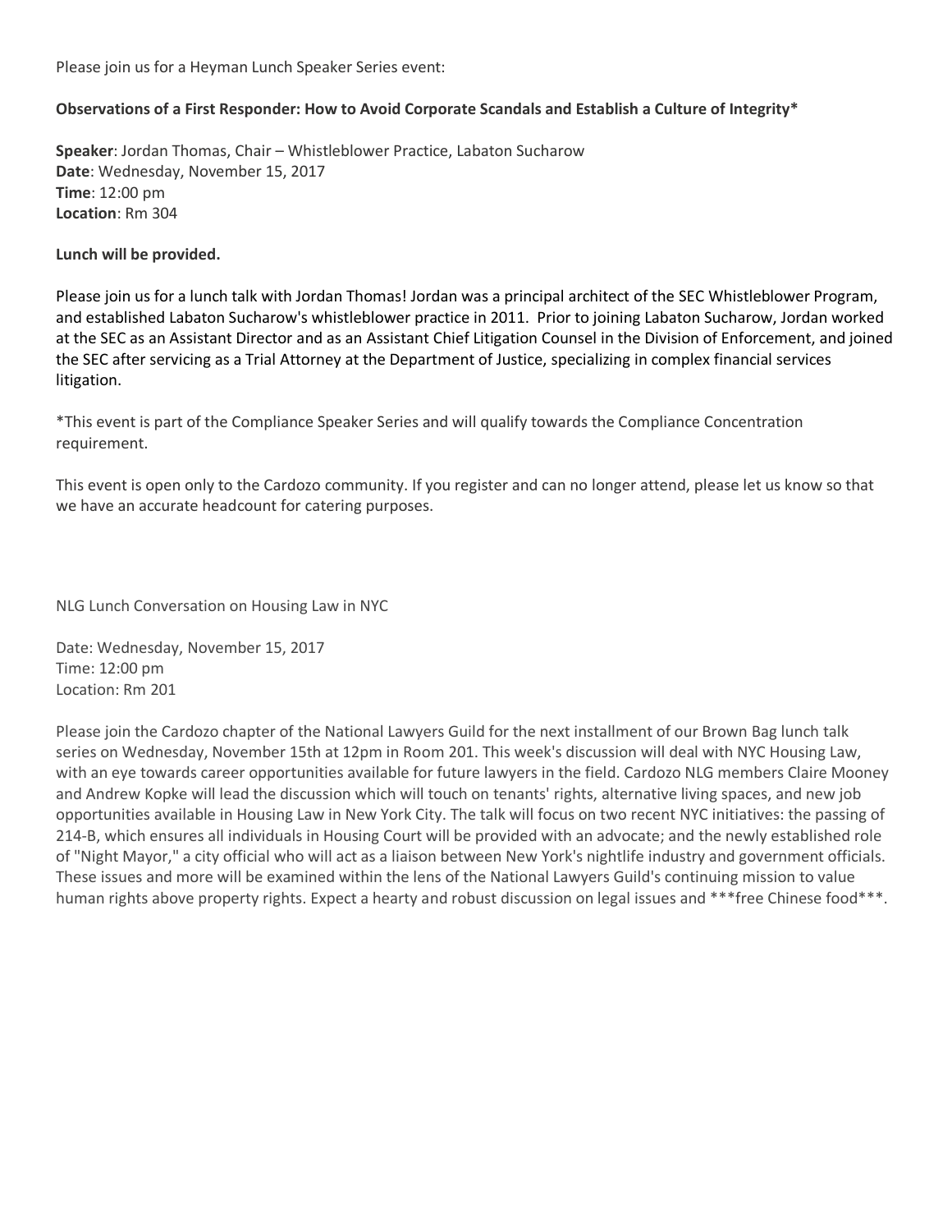Please join us for a Heyman Lunch Speaker Series event:

**Observations of a First Responder: How to Avoid Corporate Scandals and Establish a Culture of Integrity***

**Speaker**: Jordan Thomas, Chair – Whistleblower Practice, Labaton Sucharow
**Date**: Wednesday, November 15, 2017
**Time**: 12:00 pm
**Location**: Rm 304

**Lunch will be provided.**

Please join us for a lunch talk with Jordan Thomas! Jordan was a principal architect of the SEC Whistleblower Program, and established Labaton Sucharow's whistleblower practice in 2011. Prior to joining Labaton Sucharow, Jordan worked at the SEC as an Assistant Director and as an Assistant Chief Litigation Counsel in the Division of Enforcement, and joined the SEC after servicing as a Trial Attorney at the Department of Justice, specializing in complex financial services litigation.

*This event is part of the Compliance Speaker Series and will qualify towards the Compliance Concentration requirement.

This event is open only to the Cardozo community. If you register and can no longer attend, please let us know so that we have an accurate headcount for catering purposes.

NLG Lunch Conversation on Housing Law in NYC

Date: Wednesday, November 15, 2017
Time: 12:00 pm
Location: Rm 201

Please join the Cardozo chapter of the National Lawyers Guild for the next installment of our Brown Bag lunch talk series on Wednesday, November 15th at 12pm in Room 201. This week's discussion will deal with NYC Housing Law, with an eye towards career opportunities available for future lawyers in the field. Cardozo NLG members Claire Mooney and Andrew Kopke will lead the discussion which will touch on tenants' rights, alternative living spaces, and new job opportunities available in Housing Law in New York City. The talk will focus on two recent NYC initiatives: the passing of 214-B, which ensures all individuals in Housing Court will be provided with an advocate; and the newly established role of "Night Mayor," a city official who will act as a liaison between New York's nightlife industry and government officials. These issues and more will be examined within the lens of the National Lawyers Guild's continuing mission to value human rights above property rights. Expect a hearty and robust discussion on legal issues and ***free Chinese food***.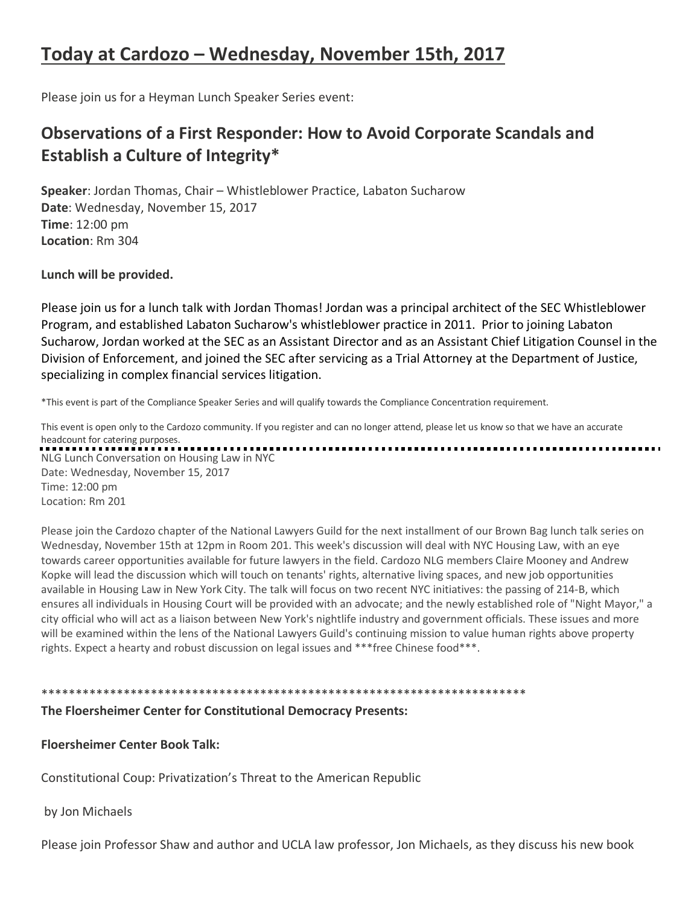# Today at Cardozo – Wednesday, November 15th, 2017

Please join us for a Heyman Lunch Speaker Series event:

## Observations of a First Responder: How to Avoid Corporate Scandals and Establish a Culture of Integrity*

**Speaker**: Jordan Thomas, Chair – Whistleblower Practice, Labaton Sucharow
**Date**: Wednesday, November 15, 2017
**Time**: 12:00 pm
**Location**: Rm 304

**Lunch will be provided.**

Please join us for a lunch talk with Jordan Thomas! Jordan was a principal architect of the SEC Whistleblower Program, and established Labaton Sucharow's whistleblower practice in 2011. Prior to joining Labaton Sucharow, Jordan worked at the SEC as an Assistant Director and as an Assistant Chief Litigation Counsel in the Division of Enforcement, and joined the SEC after servicing as a Trial Attorney at the Department of Justice, specializing in complex financial services litigation.

*This event is part of the Compliance Speaker Series and will qualify towards the Compliance Concentration requirement.

This event is open only to the Cardozo community. If you register and can no longer attend, please let us know so that we have an accurate headcount for catering purposes.

---

NLG Lunch Conversation on Housing Law in NYC
Date: Wednesday, November 15, 2017
Time: 12:00 pm
Location: Rm 201

Please join the Cardozo chapter of the National Lawyers Guild for the next installment of our Brown Bag lunch talk series on Wednesday, November 15th at 12pm in Room 201. This week's discussion will deal with NYC Housing Law, with an eye towards career opportunities available for future lawyers in the field. Cardozo NLG members Claire Mooney and Andrew Kopke will lead the discussion which will touch on tenants' rights, alternative living spaces, and new job opportunities available in Housing Law in New York City. The talk will focus on two recent NYC initiatives: the passing of 214-B, which ensures all individuals in Housing Court will be provided with an advocate; and the newly established role of "Night Mayor," a city official who will act as a liaison between New York's nightlife industry and government officials. These issues and more will be examined within the lens of the National Lawyers Guild's continuing mission to value human rights above property rights. Expect a hearty and robust discussion on legal issues and ***free Chinese food***.

***************************************************************************

**The Floersheimer Center for Constitutional Democracy Presents:**

**Floersheimer Center Book Talk:**

Constitutional Coup: Privatization's Threat to the American Republic

by Jon Michaels

Please join Professor Shaw and author and UCLA law professor, Jon Michaels, as they discuss his new book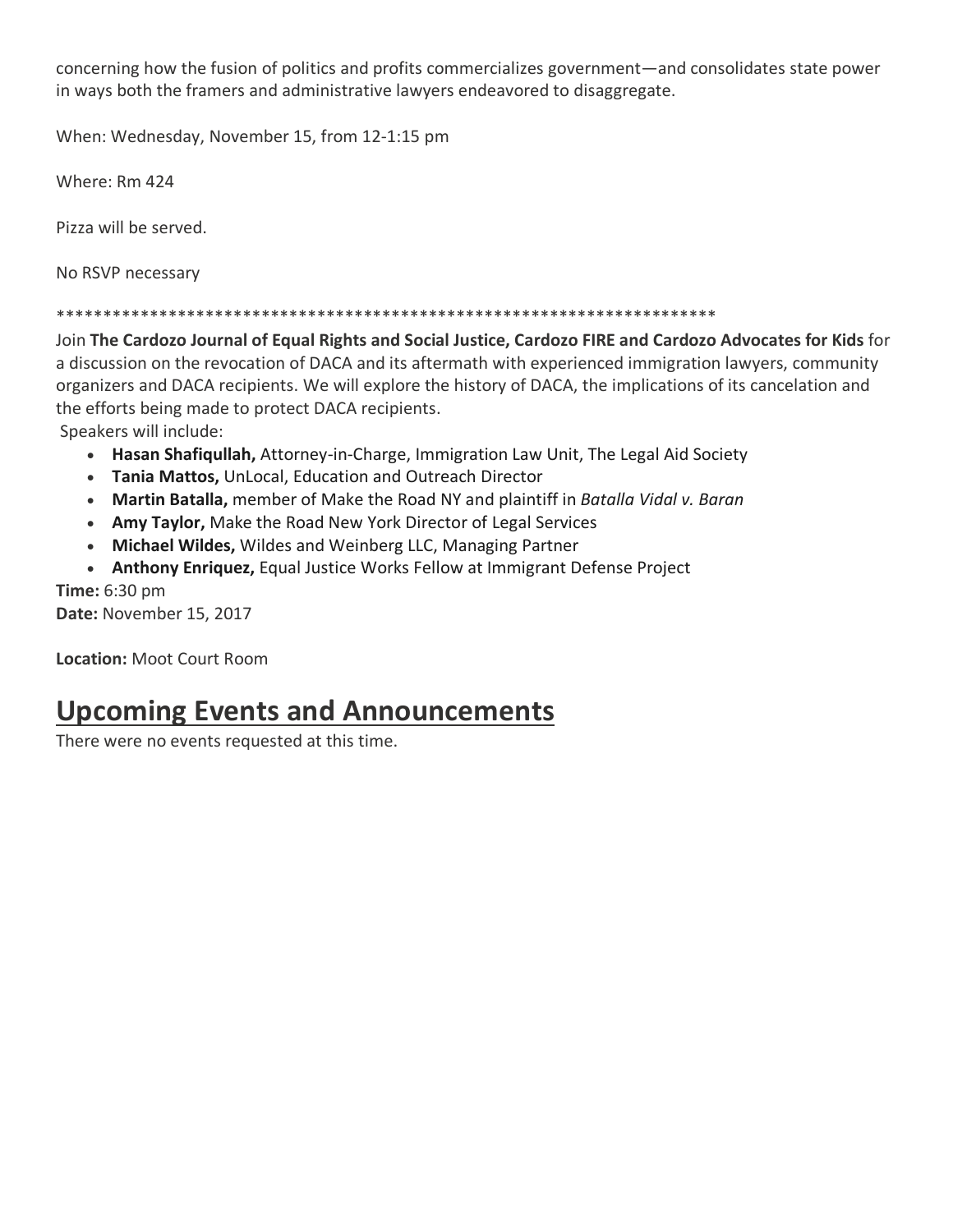concerning how the fusion of politics and profits commercializes government—and consolidates state power in ways both the framers and administrative lawyers endeavored to disaggregate.

When: Wednesday, November 15, from 12-1:15 pm

Where: Rm 424

Pizza will be served.

No RSVP necessary

*************************************************************************

Join **The Cardozo Journal of Equal Rights and Social Justice, Cardozo FIRE and Cardozo Advocates for Kids** for a discussion on the revocation of DACA and its aftermath with experienced immigration lawyers, community organizers and DACA recipients. We will explore the history of DACA, the implications of its cancelation and the efforts being made to protect DACA recipients.

Speakers will include:

- **Hasan Shafiqullah,** Attorney-in-Charge, Immigration Law Unit, The Legal Aid Society
- **Tania Mattos,** UnLocal, Education and Outreach Director
- **Martin Batalla,** member of Make the Road NY and plaintiff in *Batalla Vidal v. Baran*
- **Amy Taylor,** Make the Road New York Director of Legal Services
- **Michael Wildes,** Wildes and Weinberg LLC, Managing Partner
- **Anthony Enriquez,** Equal Justice Works Fellow at Immigrant Defense Project

**Time:** 6:30 pm
**Date:** November 15, 2017

**Location:** Moot Court Room

## Upcoming Events and Announcements

There were no events requested at this time.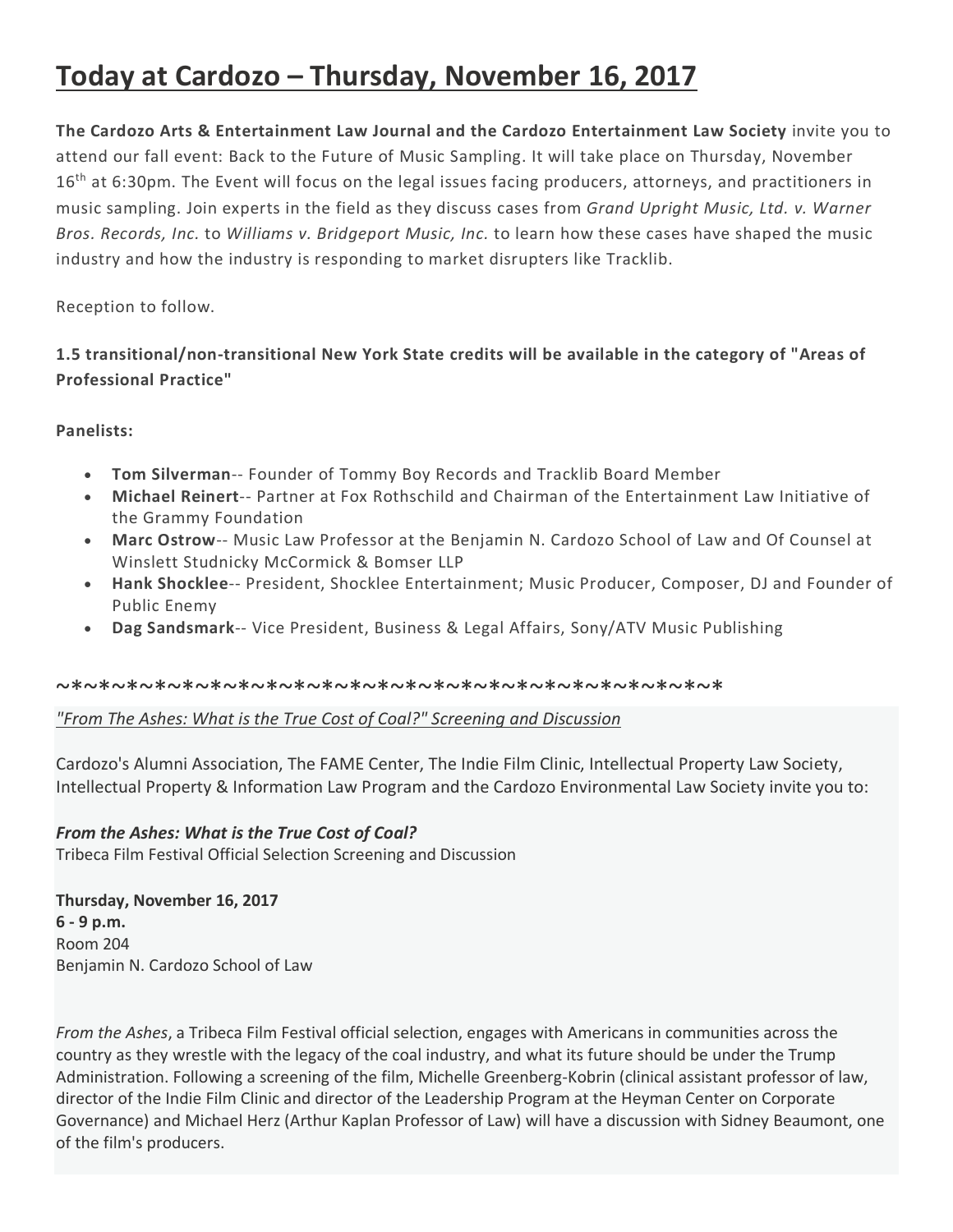# Today at Cardozo – Thursday, November 16, 2017

**The Cardozo Arts & Entertainment Law Journal and the Cardozo Entertainment Law Society** invite you to attend our fall event: Back to the Future of Music Sampling. It will take place on Thursday, November 16th at 6:30pm. The Event will focus on the legal issues facing producers, attorneys, and practitioners in music sampling. Join experts in the field as they discuss cases from *Grand Upright Music, Ltd. v. Warner Bros. Records, Inc.* to *Williams v. Bridgeport Music, Inc.* to learn how these cases have shaped the music industry and how the industry is responding to market disrupters like Tracklib.

Reception to follow.

**1.5 transitional/non-transitional New York State credits will be available in the category of "Areas of Professional Practice"**

**Panelists:**

- **Tom Silverman**-- Founder of Tommy Boy Records and Tracklib Board Member
- **Michael Reinert**-- Partner at Fox Rothschild and Chairman of the Entertainment Law Initiative of the Grammy Foundation
- **Marc Ostrow**-- Music Law Professor at the Benjamin N. Cardozo School of Law and Of Counsel at Winslett Studnicky McCormick & Bomser LLP
- **Hank Shocklee**-- President, Shocklee Entertainment; Music Producer, Composer, DJ and Founder of Public Enemy
- **Dag Sandsmark**-- Vice President, Business & Legal Affairs, Sony/ATV Music Publishing

~*~*~*~*~*~*~*~*~*~*~*~*~*~*~*~*~*~*~*~*~*~*~*~*~*~*~*~*~*~*~*~*~*

*"From The Ashes: What is the True Cost of Coal?" Screening and Discussion*

Cardozo's Alumni Association, The FAME Center, The Indie Film Clinic, Intellectual Property Law Society, Intellectual Property & Information Law Program and the Cardozo Environmental Law Society invite you to:

***From the Ashes: What is the True Cost of Coal?***
Tribeca Film Festival Official Selection Screening and Discussion

**Thursday, November 16, 2017**
**6 - 9 p.m.**
Room 204
Benjamin N. Cardozo School of Law

*From the Ashes*, a Tribeca Film Festival official selection, engages with Americans in communities across the country as they wrestle with the legacy of the coal industry, and what its future should be under the Trump Administration. Following a screening of the film, Michelle Greenberg-Kobrin (clinical assistant professor of law, director of the Indie Film Clinic and director of the Leadership Program at the Heyman Center on Corporate Governance) and Michael Herz (Arthur Kaplan Professor of Law) will have a discussion with Sidney Beaumont, one of the film's producers.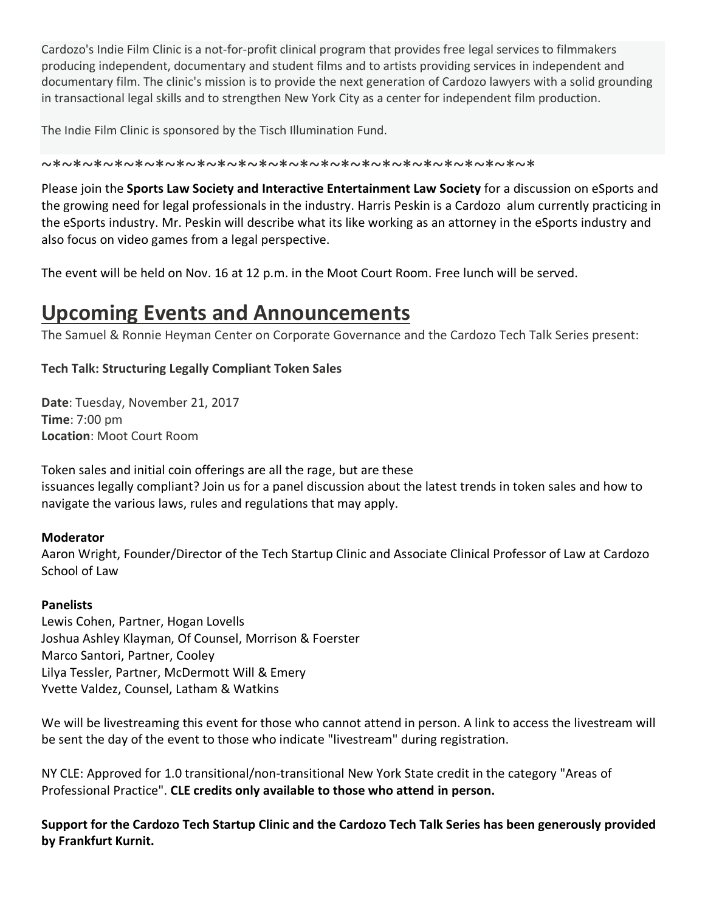Cardozo's Indie Film Clinic is a not-for-profit clinical program that provides free legal services to filmmakers producing independent, documentary and student films and to artists providing services in independent and documentary film. The clinic's mission is to provide the next generation of Cardozo lawyers with a solid grounding in transactional legal skills and to strengthen New York City as a center for independent film production.

The Indie Film Clinic is sponsored by the Tisch Illumination Fund.

~*~*~*~*~*~*~*~*~*~*~*~*~*~*~*~*~*~*~*~*~*~*~*~*~*~*~*

Please join the **Sports Law Society and Interactive Entertainment Law Society** for a discussion on eSports and the growing need for legal professionals in the industry. Harris Peskin is a Cardozo alum currently practicing in the eSports industry. Mr. Peskin will describe what its like working as an attorney in the eSports industry and also focus on video games from a legal perspective.

The event will be held on Nov. 16 at 12 p.m. in the Moot Court Room. Free lunch will be served.

# Upcoming Events and Announcements

The Samuel & Ronnie Heyman Center on Corporate Governance and the Cardozo Tech Talk Series present:

**Tech Talk: Structuring Legally Compliant Token Sales**

**Date**: Tuesday, November 21, 2017
**Time**: 7:00 pm
**Location**: Moot Court Room

Token sales and initial coin offerings are all the rage, but are these issuances legally compliant? Join us for a panel discussion about the latest trends in token sales and how to navigate the various laws, rules and regulations that may apply.

**Moderator**
Aaron Wright, Founder/Director of the Tech Startup Clinic and Associate Clinical Professor of Law at Cardozo School of Law

**Panelists**
Lewis Cohen, Partner, Hogan Lovells
Joshua Ashley Klayman, Of Counsel, Morrison & Foerster
Marco Santori, Partner, Cooley
Lilya Tessler, Partner, McDermott Will & Emery
Yvette Valdez, Counsel, Latham & Watkins

We will be livestreaming this event for those who cannot attend in person. A link to access the livestream will be sent the day of the event to those who indicate "livestream" during registration.

NY CLE: Approved for 1.0 transitional/non-transitional New York State credit in the category "Areas of Professional Practice". **CLE credits only available to those who attend in person.**

**Support for the Cardozo Tech Startup Clinic and the Cardozo Tech Talk Series has been generously provided by Frankfurt Kurnit.**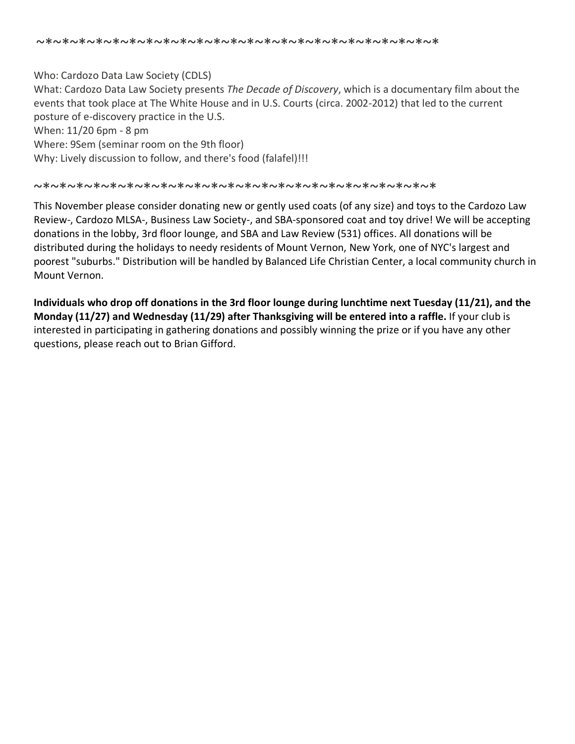~*~*~*~*~*~*~*~*~*~*~*~*~*~*~*~*~*~*~*~*~*~*~*~*~*~*~*~*~*~*~*~*~*~*~*~*~*~*

Who: Cardozo Data Law Society (CDLS)
What: Cardozo Data Law Society presents *The Decade of Discovery*, which is a documentary film about the events that took place at The White House and in U.S. Courts (circa. 2002-2012) that led to the current posture of e-discovery practice in the U.S.
When: 11/20 6pm - 8 pm
Where: 9Sem (seminar room on the 9th floor)
Why: Lively discussion to follow, and there's food (falafel)!!!

~*~*~*~*~*~*~*~*~*~*~*~*~*~*~*~*~*~*~*~*~*~*~*~*~*~*~*~*~*~*~*~*~*~*~*~*~*~*~*

This November please consider donating new or gently used coats (of any size) and toys to the Cardozo Law Review-, Cardozo MLSA-, Business Law Society-, and SBA-sponsored coat and toy drive! We will be accepting donations in the lobby, 3rd floor lounge, and SBA and Law Review (531) offices. All donations will be distributed during the holidays to needy residents of Mount Vernon, New York, one of NYC's largest and poorest "suburbs." Distribution will be handled by Balanced Life Christian Center, a local community church in Mount Vernon.

**Individuals who drop off donations in the 3rd floor lounge during lunchtime next Tuesday (11/21), and the Monday (11/27) and Wednesday (11/29) after Thanksgiving will be entered into a raffle.** If your club is interested in participating in gathering donations and possibly winning the prize or if you have any other questions, please reach out to Brian Gifford.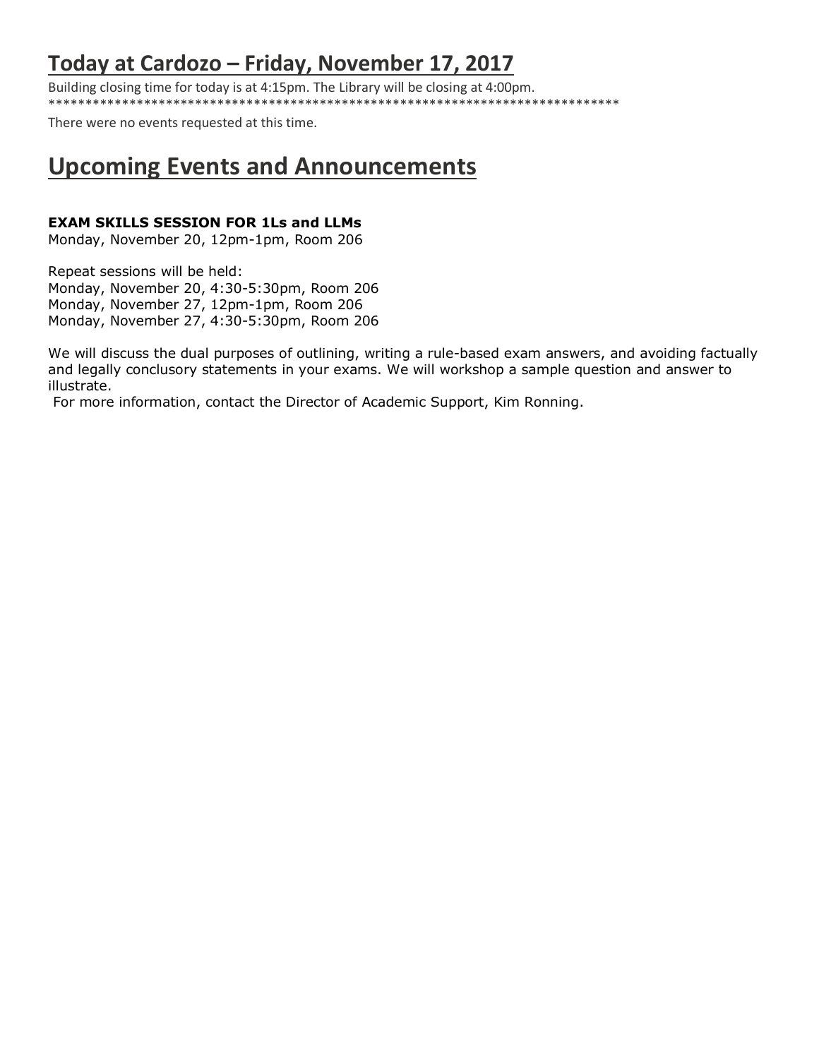# Today at Cardozo – Friday, November 17, 2017

Building closing time for today is at 4:15pm. The Library will be closing at 4:00pm.
*******************************************************************************

There were no events requested at this time.

# Upcoming Events and Announcements

**EXAM SKILLS SESSION FOR 1Ls and LLMs**
Monday, November 20, 12pm-1pm, Room 206

Repeat sessions will be held:
Monday, November 20, 4:30-5:30pm, Room 206
Monday, November 27, 12pm-1pm, Room 206
Monday, November 27, 4:30-5:30pm, Room 206

We will discuss the dual purposes of outlining, writing a rule-based exam answers, and avoiding factually and legally conclusory statements in your exams. We will workshop a sample question and answer to illustrate.
For more information, contact the Director of Academic Support, Kim Ronning.